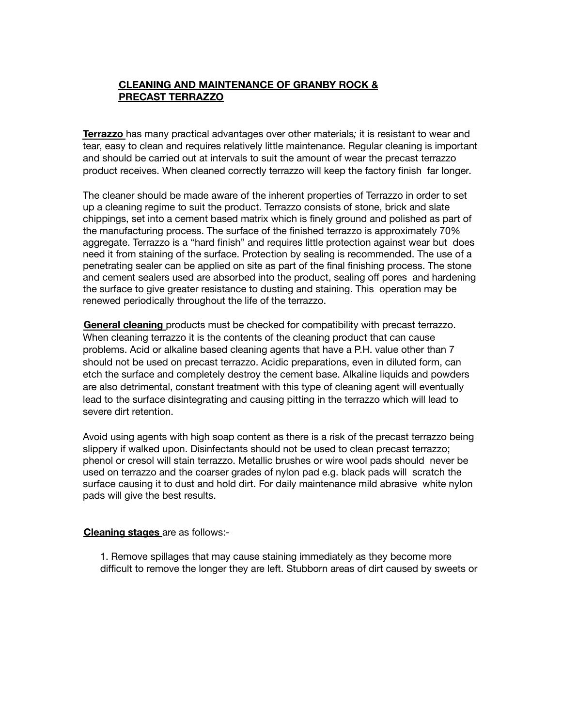# CLEANING AND MAINTENANCE OF GRANBY ROCK & PRECAST TERRAZZO

**Terrazzo** has many practical advantages over other materials; it is resistant to wear and tear, easy to clean and requires relatively little maintenance. Regular cleaning is important and should be carried out at intervals to suit the amount of wear the precast terrazzo product receives. When cleaned correctly terrazzo will keep the factory finish far longer.

The cleaner should be made aware of the inherent properties of Terrazzo in order to set up a cleaning regime to suit the product. Terrazzo consists of stone, brick and slate chippings, set into a cement based matrix which is finely ground and polished as part of the manufacturing process. The surface of the finished terrazzo is approximately 70% aggregate. Terrazzo is a "hard finish" and requires little protection against wear but does need it from staining of the surface. Protection by sealing is recommended. The use of a penetrating sealer can be applied on site as part of the final finishing process. The stone and cement sealers used are absorbed into the product, sealing off pores and hardening the surface to give greater resistance to dusting and staining. This operation may be renewed periodically throughout the life of the terrazzo.

**General cleaning** products must be checked for compatibility with precast terrazzo. When cleaning terrazzo it is the contents of the cleaning product that can cause problems. Acid or alkaline based cleaning agents that have a P.H. value other than 7 should not be used on precast terrazzo. Acidic preparations, even in diluted form, can etch the surface and completely destroy the cement base. Alkaline liquids and powders are also detrimental, constant treatment with this type of cleaning agent will eventually lead to the surface disintegrating and causing pitting in the terrazzo which will lead to severe dirt retention.

Avoid using agents with high soap content as there is a risk of the precast terrazzo being slippery if walked upon. Disinfectants should not be used to clean precast terrazzo; phenol or cresol will stain terrazzo. Metallic brushes or wire wool pads should never be used on terrazzo and the coarser grades of nylon pad e.g. black pads will scratch the surface causing it to dust and hold dirt. For daily maintenance mild abrasive white nylon pads will give the best results.

**Cleaning stages** are as follows:-

1. Remove spillages that may cause staining immediately as they become more difficult to remove the longer they are left. Stubborn areas of dirt caused by sweets or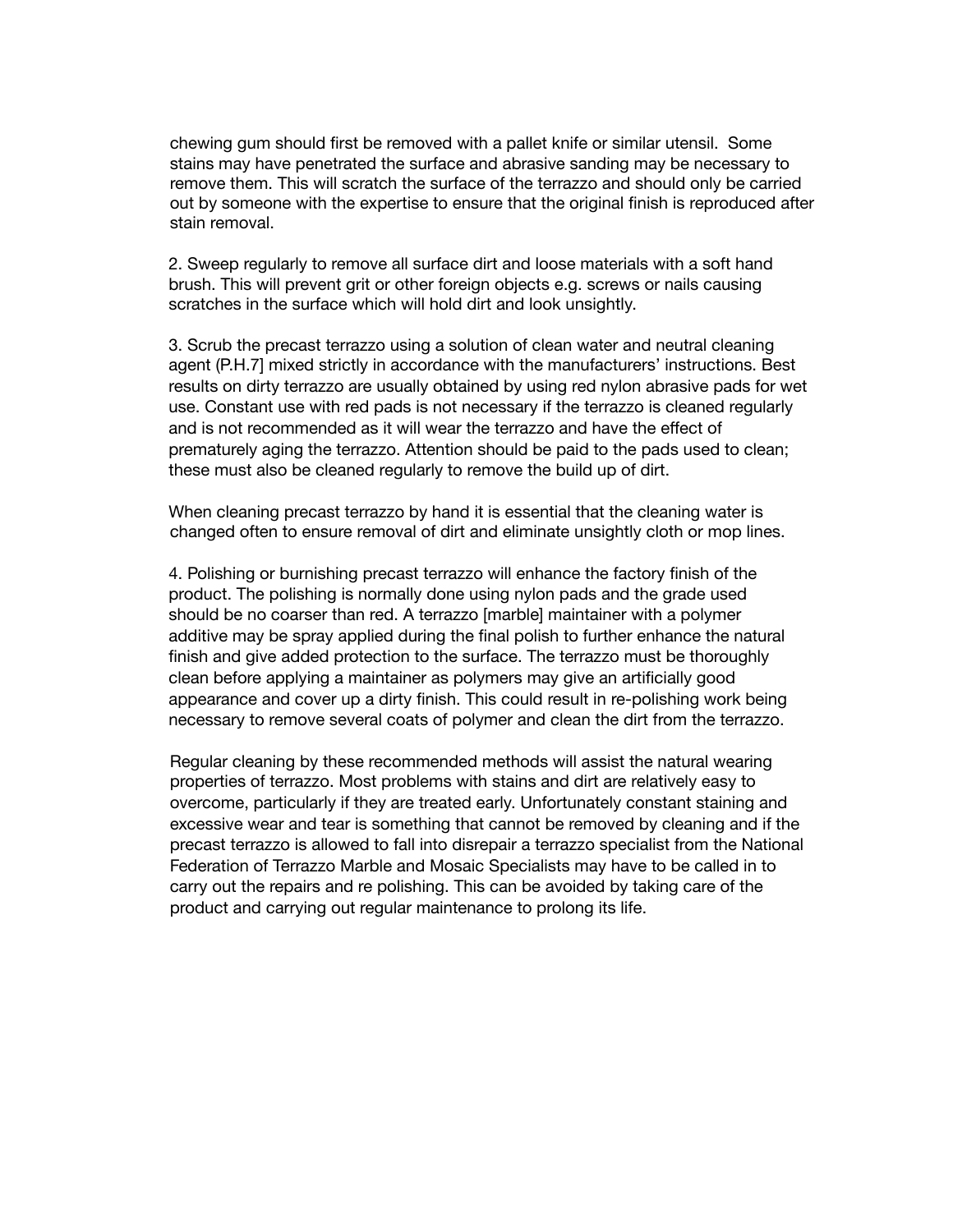chewing gum should first be removed with a pallet knife or similar utensil. Some stains may have penetrated the surface and abrasive sanding may be necessary to remove them. This will scratch the surface of the terrazzo and should only be carried out by someone with the expertise to ensure that the original finish is reproduced after stain removal.

2. Sweep regularly to remove all surface dirt and loose materials with a soft hand brush. This will prevent grit or other foreign objects e.g. screws or nails causing scratches in the surface which will hold dirt and look unsightly.

3. Scrub the precast terrazzo using a solution of clean water and neutral cleaning agent (P.H.7] mixed strictly in accordance with the manufacturers' instructions. Best results on dirty terrazzo are usually obtained by using red nylon abrasive pads for wet use. Constant use with red pads is not necessary if the terrazzo is cleaned regularly and is not recommended as it will wear the terrazzo and have the effect of prematurely aging the terrazzo. Attention should be paid to the pads used to clean; these must also be cleaned regularly to remove the build up of dirt.

When cleaning precast terrazzo by hand it is essential that the cleaning water is changed often to ensure removal of dirt and eliminate unsightly cloth or mop lines.

4. Polishing or burnishing precast terrazzo will enhance the factory finish of the product. The polishing is normally done using nylon pads and the grade used should be no coarser than red. A terrazzo [marble] maintainer with a polymer additive may be spray applied during the final polish to further enhance the natural finish and give added protection to the surface. The terrazzo must be thoroughly clean before applying a maintainer as polymers may give an artificially good appearance and cover up a dirty finish. This could result in re-polishing work being necessary to remove several coats of polymer and clean the dirt from the terrazzo.

Regular cleaning by these recommended methods will assist the natural wearing properties of terrazzo. Most problems with stains and dirt are relatively easy to overcome, particularly if they are treated early. Unfortunately constant staining and excessive wear and tear is something that cannot be removed by cleaning and if the precast terrazzo is allowed to fall into disrepair a terrazzo specialist from the National Federation of Terrazzo Marble and Mosaic Specialists may have to be called in to carry out the repairs and re polishing. This can be avoided by taking care of the product and carrying out regular maintenance to prolong its life.